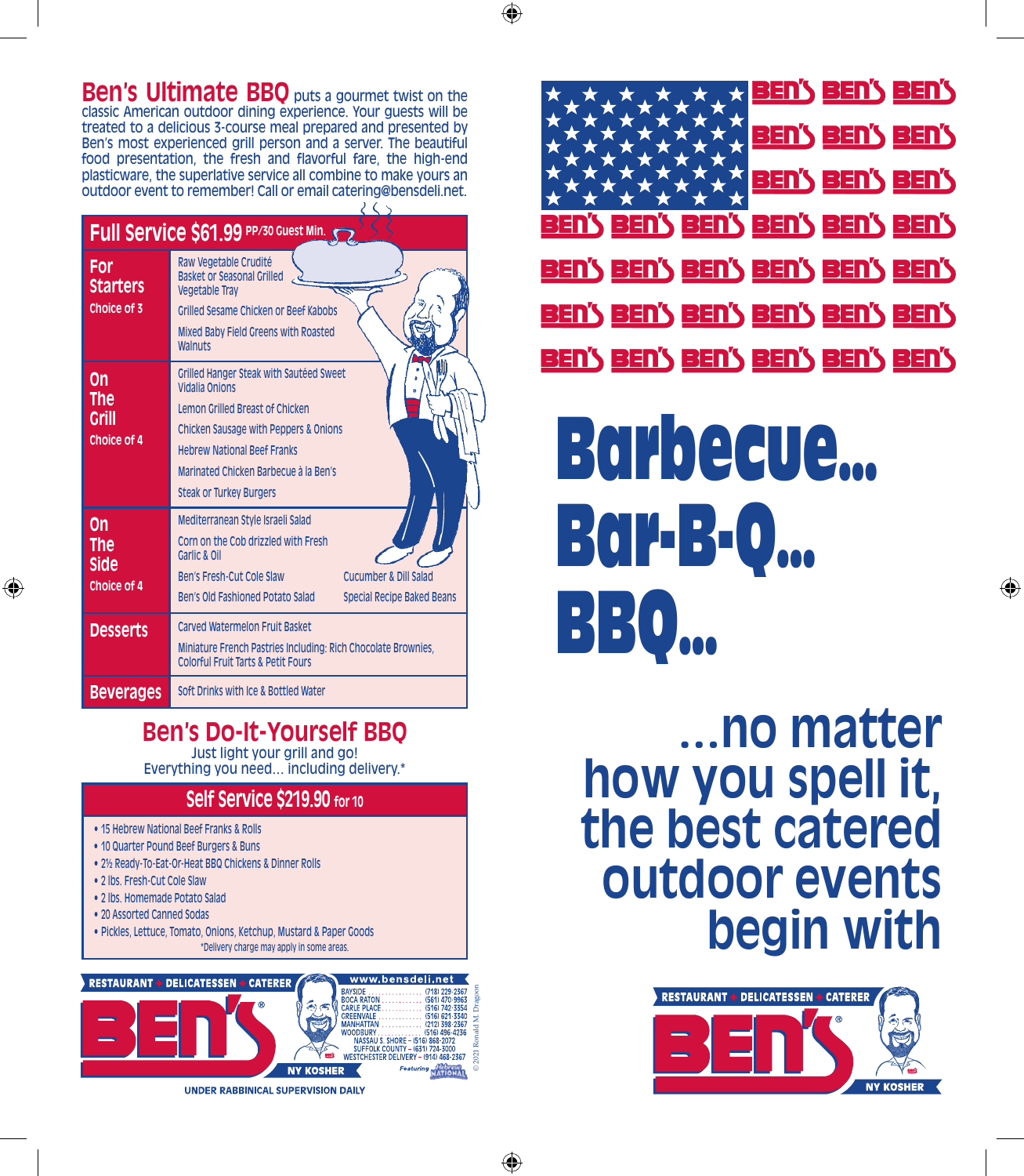# Ben's Ultimate BBQ

**Ben's Ultimate BBQ** puts a gourmet twist on the classic American outdoor dining experience. Your guests will be treated to a delicious 3-course meal prepared and presented by Ben's most experienced grill person and a server. The beautiful food presentation, the fresh and flavorful fare, the high-end plasticware, the superlative service all combine to make yours an outdoor event to remember! Call or email catering@bensdeli.net.

## Full Service $61.99 PP/30 Guest Min.

| Course | Items |
|---|---|
| **For Starters** Choice of 3 | Raw Vegetable Crudité Basket or Seasonal Grilled Vegetable Tray<br>Grilled Sesame Chicken or Beef Kabobs<br>Mixed Baby Field Greens with Roasted Walnuts |
| **On The Grill** Choice of 4 | Grilled Hanger Steak with Sautéed Sweet Vidalia Onions<br>Lemon Grilled Breast of Chicken<br>Chicken Sausage with Peppers & Onions<br>Hebrew National Beef Franks<br>Marinated Chicken Barbecue à la Ben's<br>Steak or Turkey Burgers |
| **On The Side** Choice of 4 | Mediterranean Style Israeli Salad<br>Corn on the Cob drizzled with Fresh Garlic & Oil<br>Ben's Fresh-Cut Cole Slaw<br>Ben's Old Fashioned Potato Salad<br>Cucumber & Dill Salad<br>Special Recipe Baked Beans |
| **Desserts** | Carved Watermelon Fruit Basket<br>Miniature French Pastries Including: Rich Chocolate Brownies, Colorful Fruit Tarts & Petit Fours |
| **Beverages** | Soft Drinks with Ice & Bottled Water |

# Ben's Do-It-Yourself BBQ

Just light your grill and go!
Everything you need... including delivery.*

## Self Service $219.90 for 10

- 15 Hebrew National Beef Franks & Rolls
- 10 Quarter Pound Beef Burgers & Buns
- 2½ Ready-To-Eat-Or-Heat BBQ Chickens & Dinner Rolls
- 2 lbs. Fresh-Cut Cole Slaw
- 2 lbs. Homemade Potato Salad
- 20 Assorted Canned Sodas
- Pickles, Lettuce, Tomato, Onions, Ketchup, Mustard & Paper Goods

*Delivery charge may apply in some areas.

RESTAURANT ✦ DELICATESSEN ✦ CATERER

BEN'S® NY KOSHER

www.bensdeli.net

- BAYSIDE .......... (718) 229-2367
- BOCA RATON .......... (561) 470-9963
- CARLE PLACE .......... (516) 742-3354
- GREENVALE .......... (516) 621-3340
- MANHATTAN .......... (212) 398-2367
- WOODBURY .......... (516) 496-4236
- NASSAU S. SHORE – (516) 868-2072
- SUFFOLK COUNTY – (631) 724-3000
- WESTCHESTER DELIVERY – (914) 468-2367

Featuring Hebrew National

© 2021 Ronald M. Dragoon

UNDER RABBINICAL SUPERVISION DAILY

BEN'S BEN'S BEN'S BEN'S BEN'S BEN'S BEN'S BEN'S BEN'S

BEN'S BEN'S BEN'S BEN'S BEN'S BEN'S BEN'S BEN'S BEN'S BEN'S BEN'S BEN'S BEN'S BEN'S BEN'S BEN'S BEN'S BEN'S BEN'S BEN'S BEN'S BEN'S BEN'S BEN'S

# Barbecue... Bar-B-Q... BBQ...

## ...no matter how you spell it, the best catered outdoor events begin with

RESTAURANT ✦ DELICATESSEN ✦ CATERER

BEN'S® NY KOSHER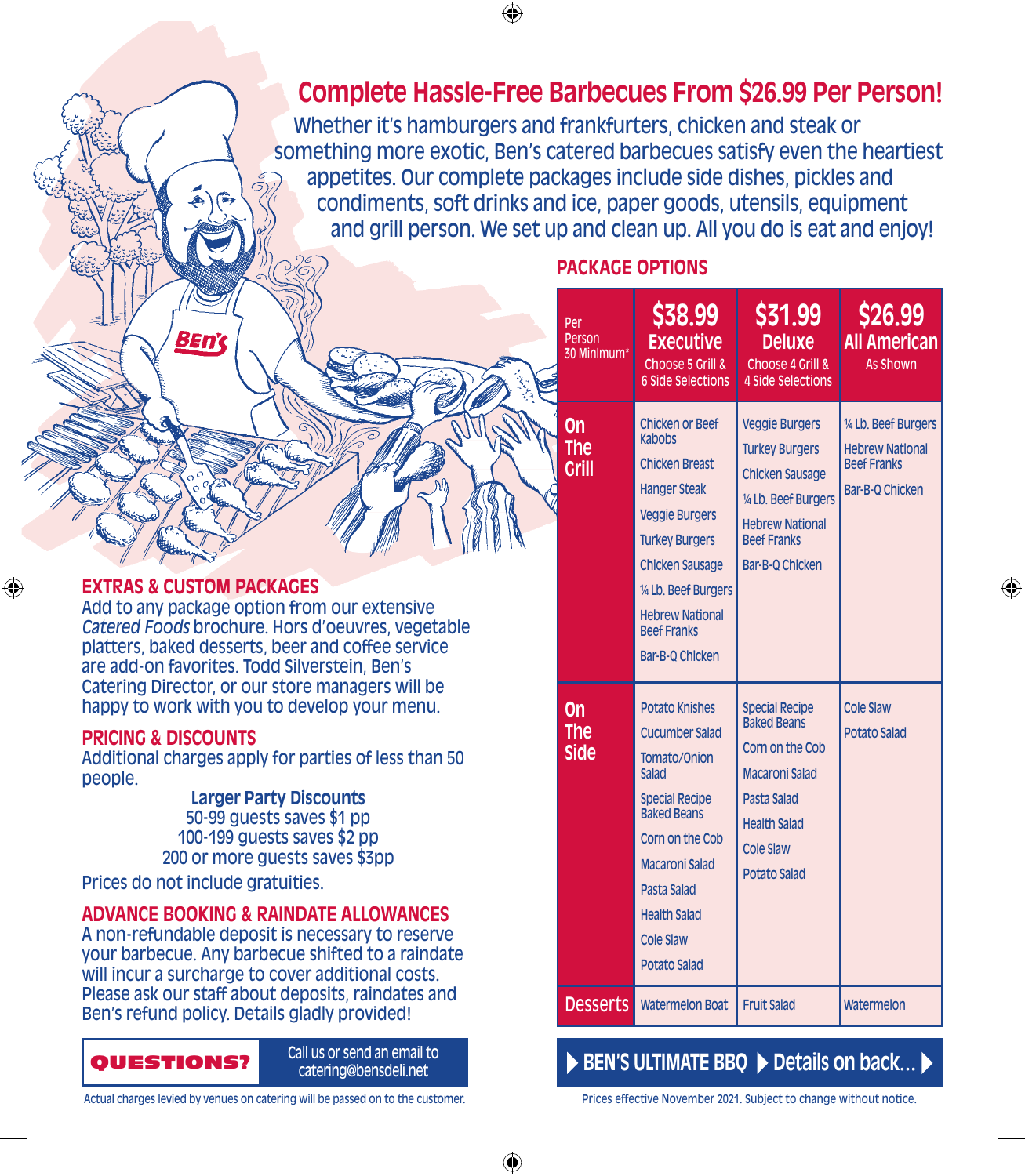# Complete Hassle-Free Barbecues From $26.99 Per Person!

Whether it's hamburgers and frankfurters, chicken and steak or something more exotic, Ben's catered barbecues satisfy even the heartiest appetites. Our complete packages include side dishes, pickles and condiments, soft drinks and ice, paper goods, utensils, equipment and grill person. We set up and clean up. All you do is eat and enjoy!

## PACKAGE OPTIONS

| Per Person 30 Minimum* | $38.99 Executive Choose 5 Grill & 6 Side Selections | $31.99 Deluxe Choose 4 Grill & 4 Side Selections | $26.99 All American As Shown |
|---|---|---|---|
| On The Grill | Chicken or Beef Kabobs<br>Chicken Breast<br>Hanger Steak<br>Veggie Burgers<br>Turkey Burgers<br>Chicken Sausage<br>¼ Lb. Beef Burgers<br>Hebrew National Beef Franks<br>Bar-B-Q Chicken | Veggie Burgers<br>Turkey Burgers<br>Chicken Sausage<br>¼ Lb. Beef Burgers<br>Hebrew National Beef Franks<br>Bar-B-Q Chicken | ¼ Lb. Beef Burgers<br>Hebrew National Beef Franks<br>Bar-B-Q Chicken |
| On The Side | Potato Knishes<br>Cucumber Salad<br>Tomato/Onion Salad<br>Special Recipe Baked Beans<br>Corn on the Cob<br>Macaroni Salad<br>Pasta Salad<br>Health Salad<br>Cole Slaw<br>Potato Salad | Special Recipe Baked Beans<br>Corn on the Cob<br>Macaroni Salad<br>Pasta Salad<br>Health Salad<br>Cole Slaw<br>Potato Salad | Cole Slaw<br>Potato Salad |
| Desserts | Watermelon Boat | Fruit Salad | Watermelon |

**BEN'S ULTIMATE BBQ ▶ Details on back...**

Prices effective November 2021. Subject to change without notice.

## EXTRAS & CUSTOM PACKAGES

Add to any package option from our extensive *Catered Foods* brochure. Hors d'oeuvres, vegetable platters, baked desserts, beer and coffee service are add-on favorites. Todd Silverstein, Ben's Catering Director, or our store managers will be happy to work with you to develop your menu.

## PRICING & DISCOUNTS

Additional charges apply for parties of less than 50 people.

**Larger Party Discounts**
50-99 guests saves $1 pp
100-199 guests saves $2 pp
200 or more guests saves $3pp

Prices do not include gratuities.

## ADVANCE BOOKING & RAINDATE ALLOWANCES

A non-refundable deposit is necessary to reserve your barbecue. Any barbecue shifted to a raindate will incur a surcharge to cover additional costs. Please ask our staff about deposits, raindates and Ben's refund policy. Details gladly provided!

**QUESTIONS?** Call us or send an email to catering@bensdeli.net

Actual charges levied by venues on catering will be passed on to the customer.